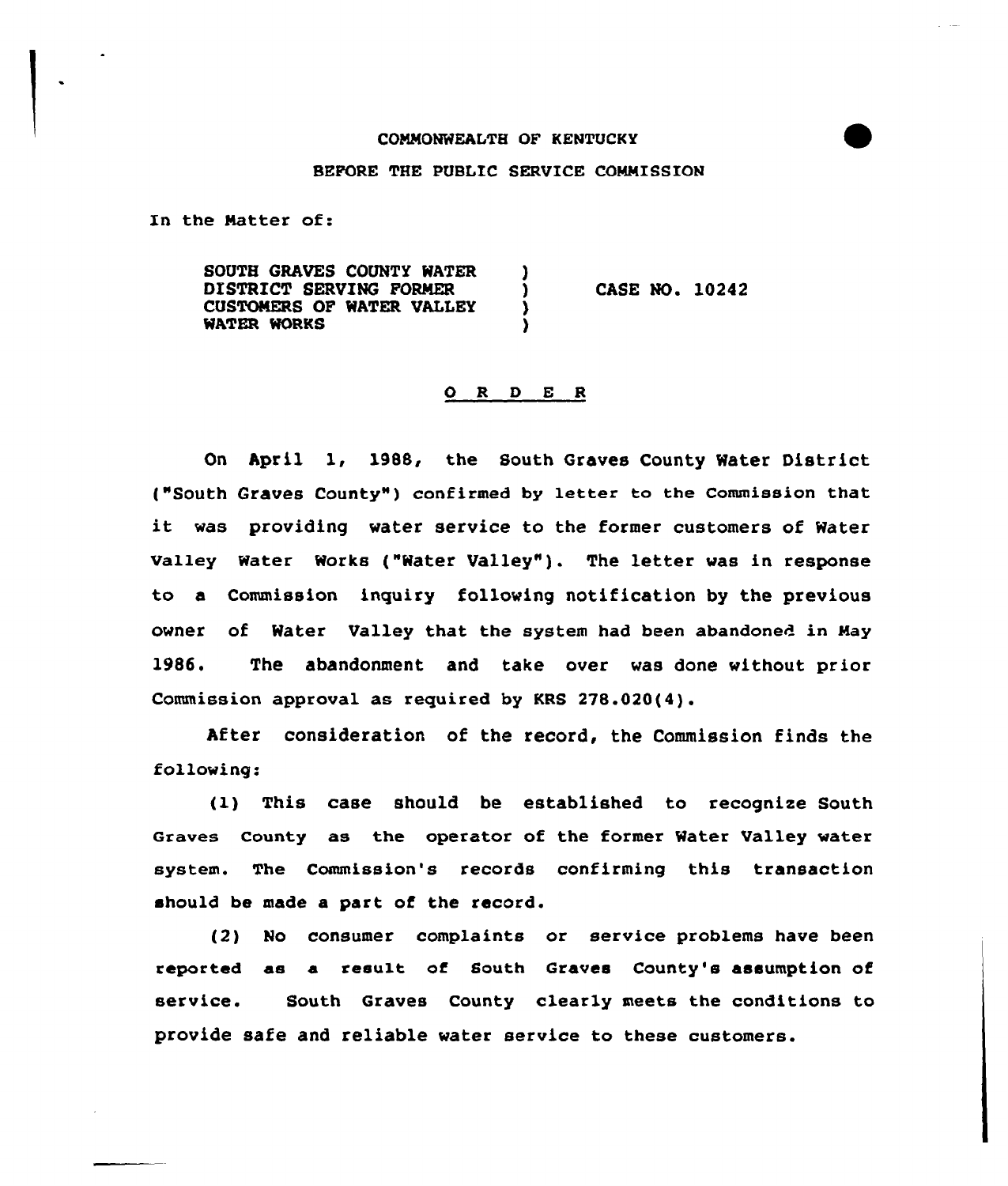COMMONWEALTH OF KENTUCKY

BEFORE THE PUBLIC SERVICE COMMISSION

In the Matter of:

SOUTH GRAVES COUNTY WATER DISTRICT SERVING FORMER CUSTOMERS OF WATER VALLEY WATER WORKS ) CASE NO. 10242

O R D E R

On April 1, 1988, the South Graves County Water District ("South Graves County") confirmed by letter to the Commission that it was providing water service to the former customers of Water Valley Water Works ("Water Valley"). The letter was in response to a Commission inquiry following notification by the previous owner of Water Valley that the system had been abandoned in May 1986. The abandonment and take over was done without prior Commission approval as required by KRS 278.020(4).

After consideration of the record, the Commission finds the following:

(1) This case should be established to recognize South Graves County as the operator of the former Water Valley water system. The Commission's records confirming this transaction should be made a part of the record.

(2) No consumer complaints or service problems have been reported as a result of South Graves County's assumption of service. South Graves County clearly meets the conditions to provide safe and reliable water service to these customers.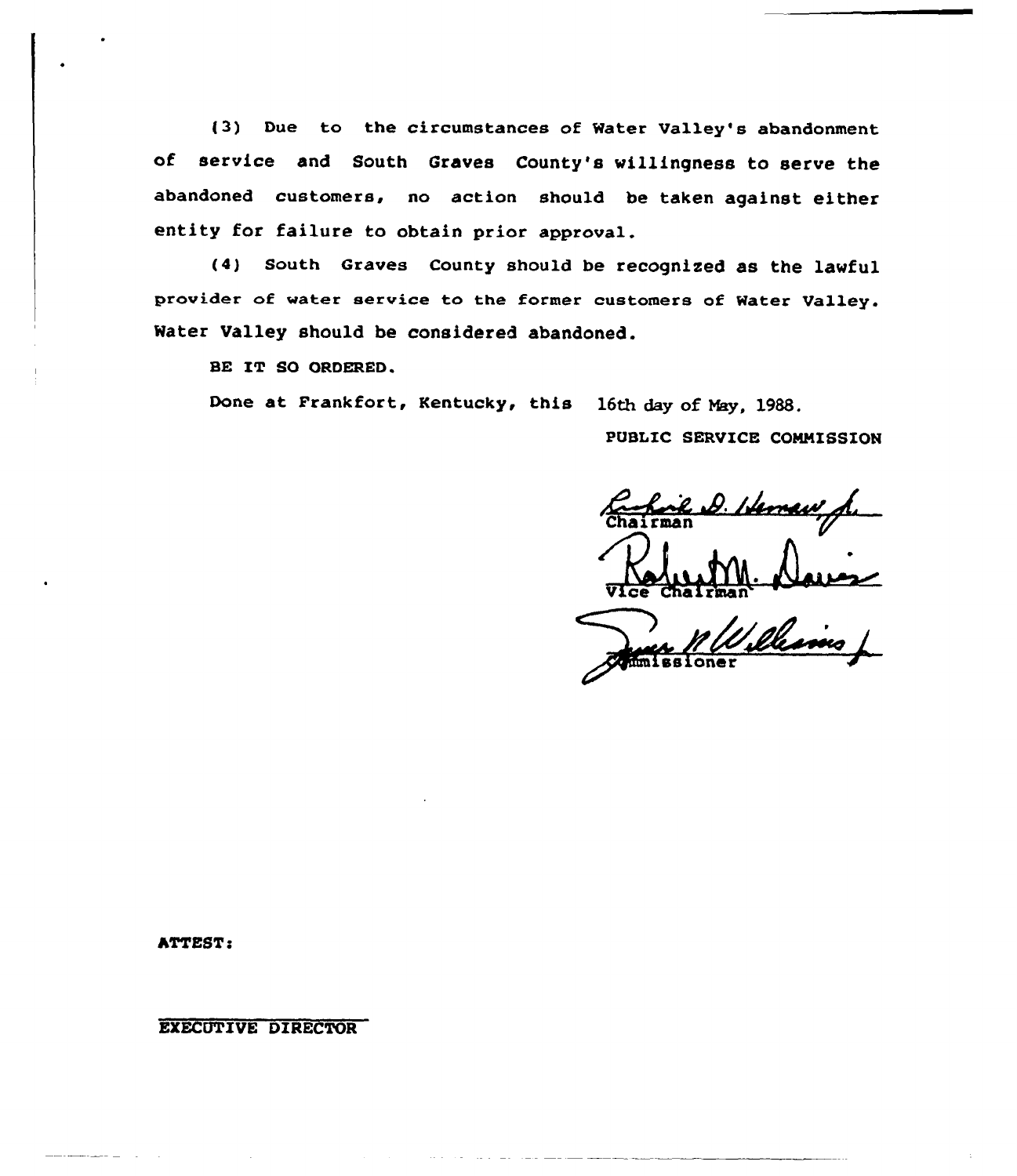(3) Due to the circumstances of Water Valley's abandonment of service and South Graves County's willingness to serve the abandoned customers, no action should be taken against either entity for failure to obtain prior approval.

(4) South Graves County should be recognized as the lawful provider of water service to the former customers of Water Valley. Water Valley should be considered abandoned.

BE IT SO ORDERED.

Done at Frankfort, Kentucky, this 16th day of May, 1988.

PUBLIC SERVICE COMMISSION

Chairman

Vice Chairman

Commissioner

ATTEST:

EXECUTIVE DIRECTOR